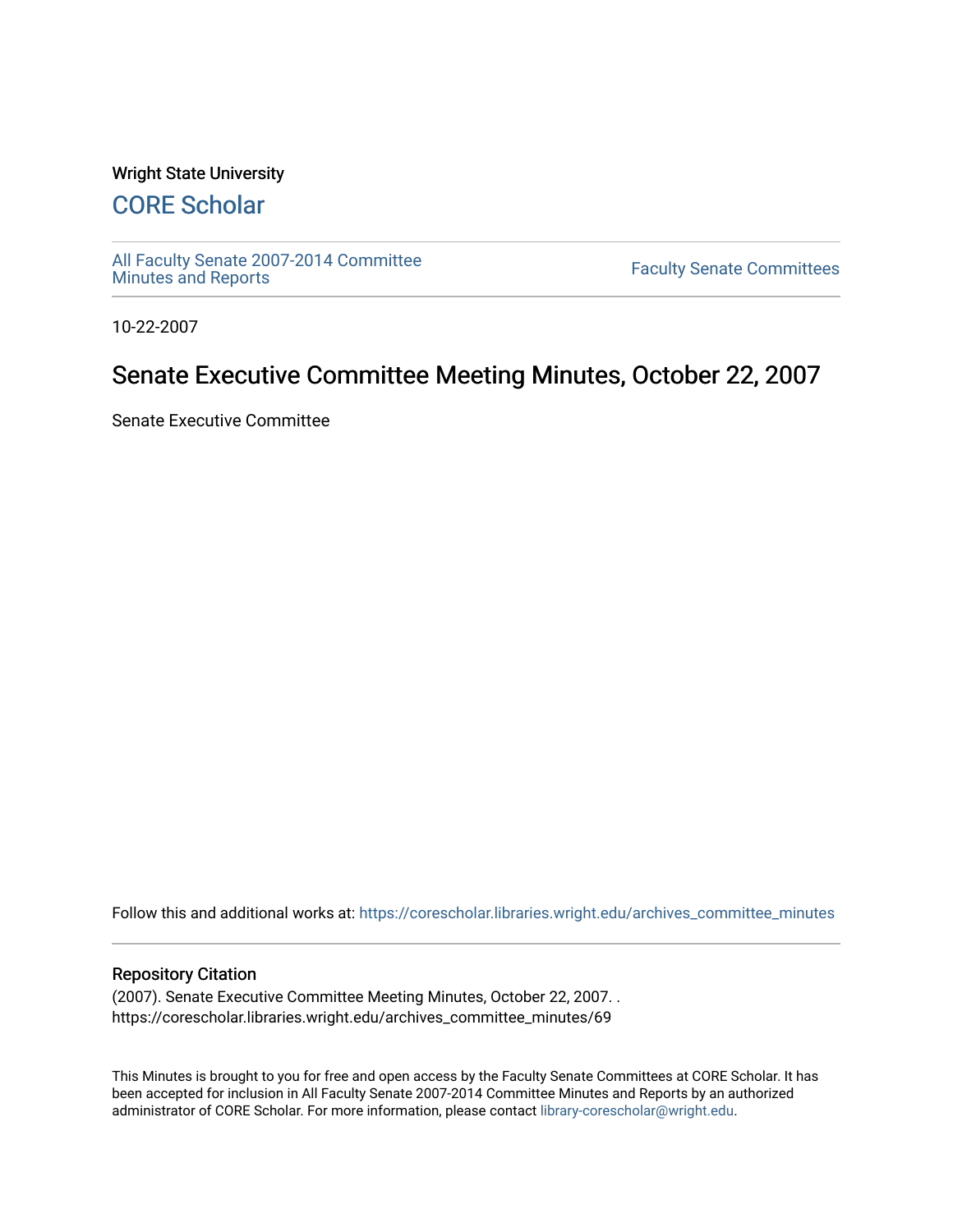Wright State University

## CORE Scholar

All Faculty Senate 2007-2014 Committee Minutes and Reports

Faculty Senate Committees

10-22-2007

# Senate Executive Committee Meeting Minutes, October 22, 2007

Senate Executive Committee

Follow this and additional works at: https://corescholar.libraries.wright.edu/archives_committee_minutes

### Repository Citation

(2007). Senate Executive Committee Meeting Minutes, October 22, 2007. .
https://corescholar.libraries.wright.edu/archives_committee_minutes/69

This Minutes is brought to you for free and open access by the Faculty Senate Committees at CORE Scholar. It has been accepted for inclusion in All Faculty Senate 2007-2014 Committee Minutes and Reports by an authorized administrator of CORE Scholar. For more information, please contact library-corescholar@wright.edu.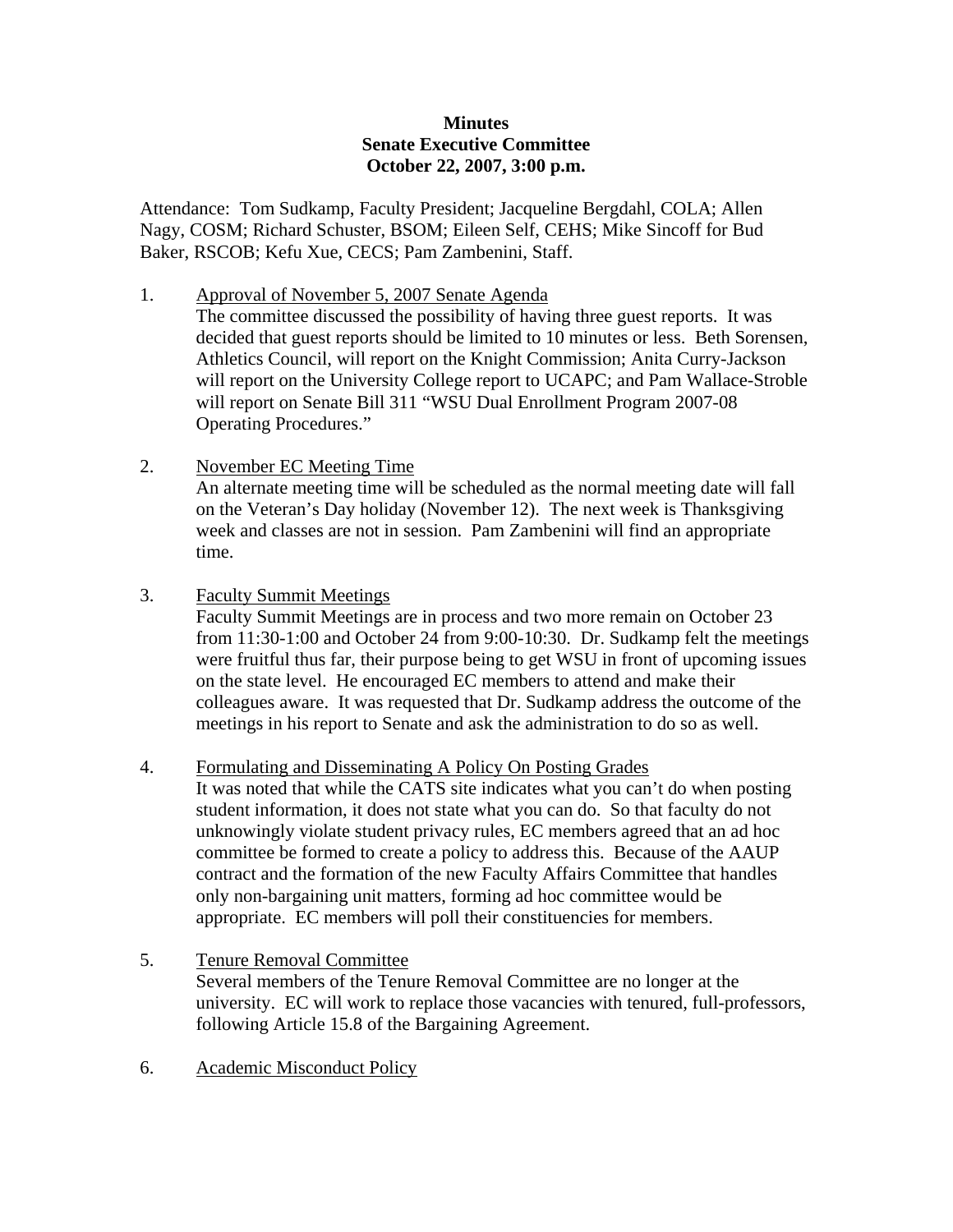**Minutes**
**Senate Executive Committee**
**October 22, 2007, 3:00 p.m.**

Attendance: Tom Sudkamp, Faculty President; Jacqueline Bergdahl, COLA; Allen Nagy, COSM; Richard Schuster, BSOM; Eileen Self, CEHS; Mike Sincoff for Bud Baker, RSCOB; Kefu Xue, CECS; Pam Zambenini, Staff.

1. Approval of November 5, 2007 Senate Agenda
   The committee discussed the possibility of having three guest reports. It was decided that guest reports should be limited to 10 minutes or less. Beth Sorensen, Athletics Council, will report on the Knight Commission; Anita Curry-Jackson will report on the University College report to UCAPC; and Pam Wallace-Stroble will report on Senate Bill 311 "WSU Dual Enrollment Program 2007-08 Operating Procedures."

2. November EC Meeting Time
   An alternate meeting time will be scheduled as the normal meeting date will fall on the Veteran's Day holiday (November 12). The next week is Thanksgiving week and classes are not in session. Pam Zambenini will find an appropriate time.

3. Faculty Summit Meetings
   Faculty Summit Meetings are in process and two more remain on October 23 from 11:30-1:00 and October 24 from 9:00-10:30. Dr. Sudkamp felt the meetings were fruitful thus far, their purpose being to get WSU in front of upcoming issues on the state level. He encouraged EC members to attend and make their colleagues aware. It was requested that Dr. Sudkamp address the outcome of the meetings in his report to Senate and ask the administration to do so as well.

4. Formulating and Disseminating A Policy On Posting Grades
   It was noted that while the CATS site indicates what you can't do when posting student information, it does not state what you can do. So that faculty do not unknowingly violate student privacy rules, EC members agreed that an ad hoc committee be formed to create a policy to address this. Because of the AAUP contract and the formation of the new Faculty Affairs Committee that handles only non-bargaining unit matters, forming ad hoc committee would be appropriate. EC members will poll their constituencies for members.

5. Tenure Removal Committee
   Several members of the Tenure Removal Committee are no longer at the university. EC will work to replace those vacancies with tenured, full-professors, following Article 15.8 of the Bargaining Agreement.

6. Academic Misconduct Policy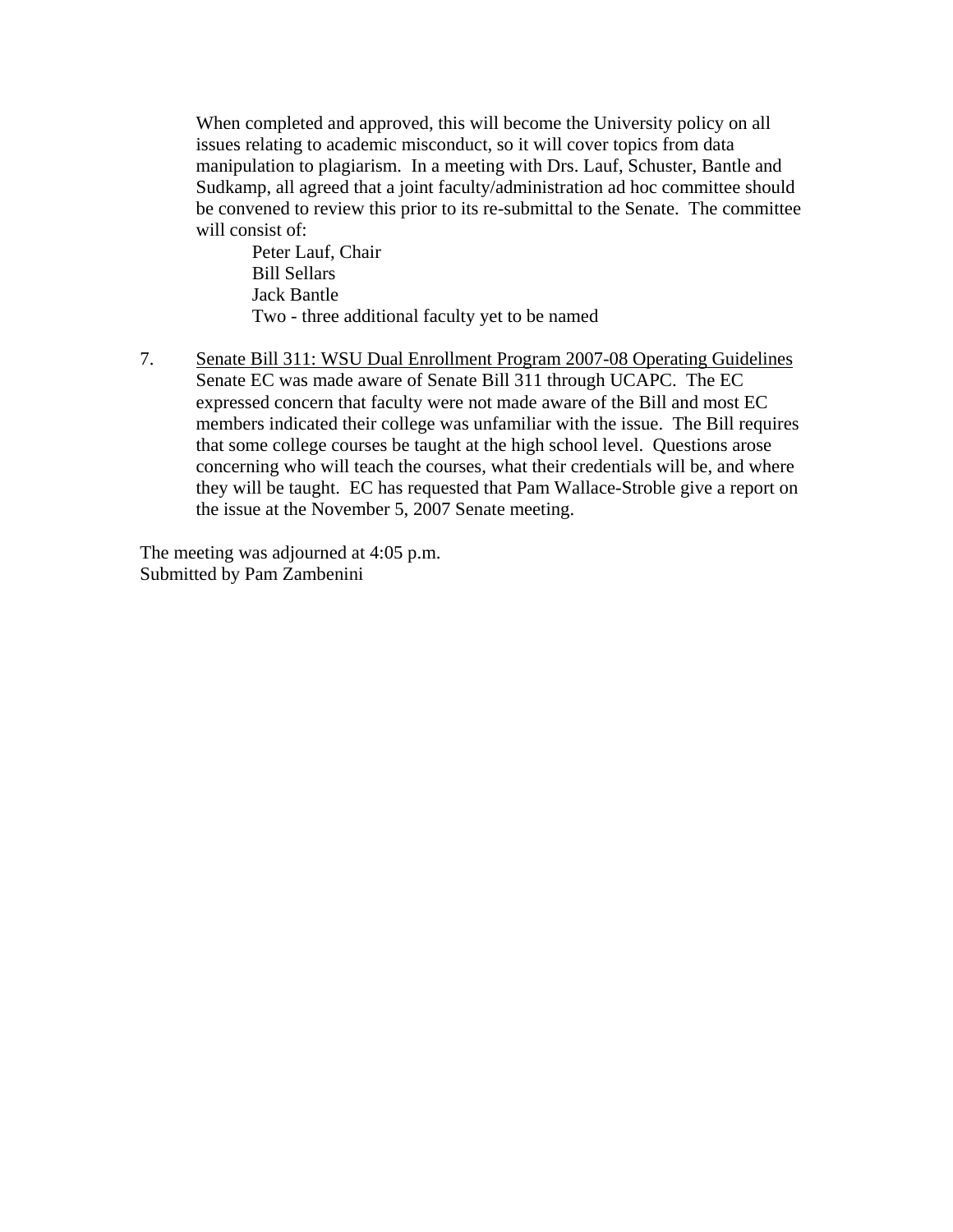When completed and approved, this will become the University policy on all issues relating to academic misconduct, so it will cover topics from data manipulation to plagiarism. In a meeting with Drs. Lauf, Schuster, Bantle and Sudkamp, all agreed that a joint faculty/administration ad hoc committee should be convened to review this prior to its re-submittal to the Senate. The committee will consist of:

Peter Lauf, Chair
Bill Sellars
Jack Bantle
Two - three additional faculty yet to be named

7. Senate Bill 311: WSU Dual Enrollment Program 2007-08 Operating Guidelines
Senate EC was made aware of Senate Bill 311 through UCAPC. The EC expressed concern that faculty were not made aware of the Bill and most EC members indicated their college was unfamiliar with the issue. The Bill requires that some college courses be taught at the high school level. Questions arose concerning who will teach the courses, what their credentials will be, and where they will be taught. EC has requested that Pam Wallace-Stroble give a report on the issue at the November 5, 2007 Senate meeting.

The meeting was adjourned at 4:05 p.m.
Submitted by Pam Zambenini